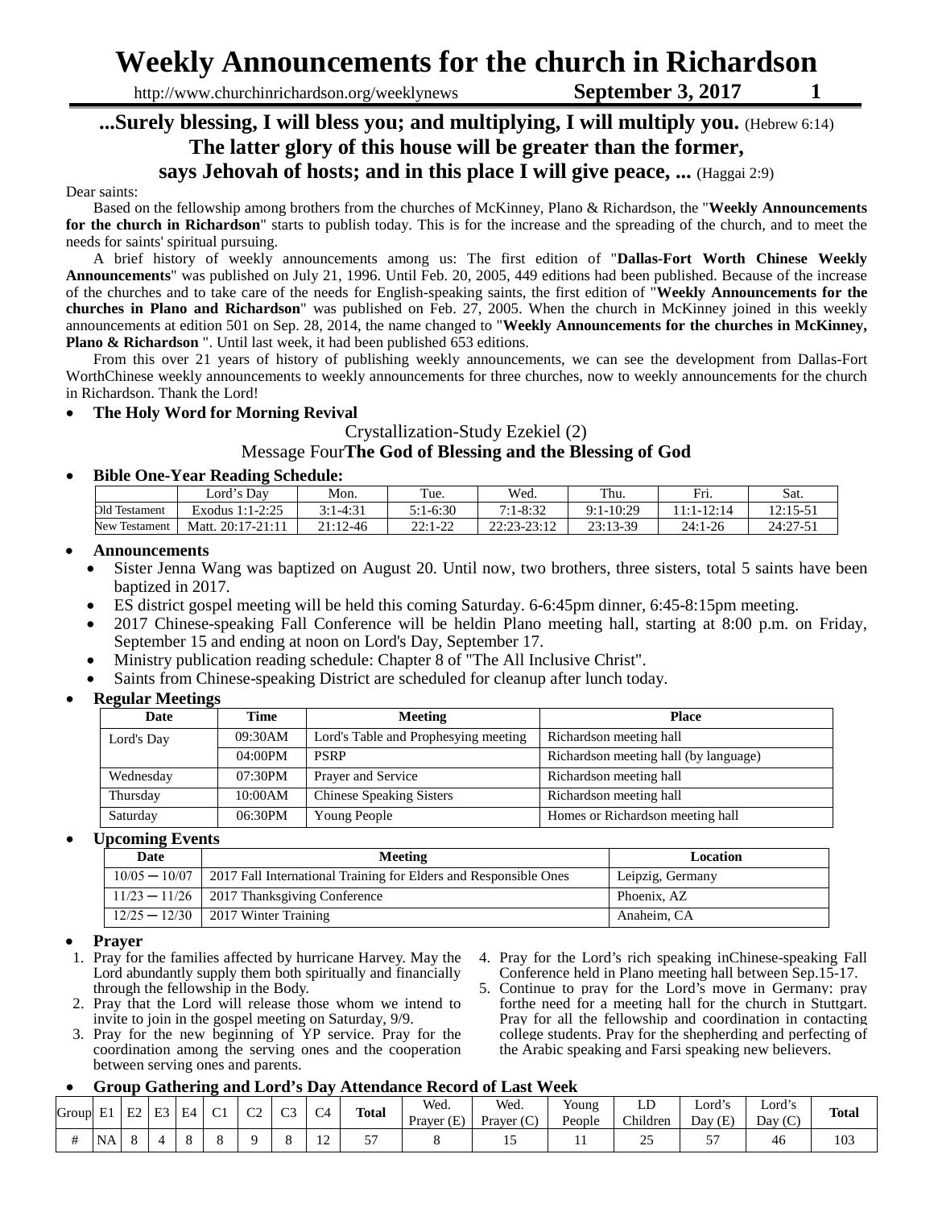# Weekly Announcements for the church in Richardson

http://www.churchinrichardson.org/weeklynews **September 3, 2017**

**...Surely blessing, I will bless you; and multiplying, I will multiply you.** (Hebrew 6:14)
**The latter glory of this house will be greater than the former,**
**says Jehovah of hosts; and in this place I will give peace, ...** (Haggai 2:9)

Dear saints:

Based on the fellowship among brothers from the churches of McKinney, Plano & Richardson, the "**Weekly Announcements for the church in Richardson**" starts to publish today. This is for the increase and the spreading of the church, and to meet the needs for saints' spiritual pursuing.

A brief history of weekly announcements among us: The first edition of "**Dallas-Fort Worth Chinese Weekly Announcements**" was published on July 21, 1996. Until Feb. 20, 2005, 449 editions had been published. Because of the increase of the churches and to take care of the needs for English-speaking saints, the first edition of "**Weekly Announcements for the churches in Plano and Richardson**" was published on Feb. 27, 2005. When the church in McKinney joined in this weekly announcements at edition 501 on Sep. 28, 2014, the name changed to "**Weekly Announcements for the churches in McKinney, Plano & Richardson** ". Until last week, it had been published 653 editions.

From this over 21 years of history of publishing weekly announcements, we can see the development from Dallas-Fort WorthChinese weekly announcements to weekly announcements for three churches, now to weekly announcements for the church in Richardson. Thank the Lord!

- **The Holy Word for Morning Revival**

Crystallization-Study Ezekiel (2)

Message Four**The God of Blessing and the Blessing of God**

- **Bible One-Year Reading Schedule:**

| | Lord's Day | Mon. | Tue. | Wed. | Thu. | Fri. | Sat. |
|---|---|---|---|---|---|---|---|
| Old Testament | Exodus 1:1-2:25 | 3:1-4:31 | 5:1-6:30 | 7:1-8:32 | 9:1-10:29 | 11:1-12:14 | 12:15-51 |
| New Testament | Matt. 20:17-21:11 | 21:12-46 | 22:1-22 | 22:23-23:12 | 23:13-39 | 24:1-26 | 24:27-51 |

- **Announcements**
  - Sister Jenna Wang was baptized on August 20. Until now, two brothers, three sisters, total 5 saints have been baptized in 2017.
  - ES district gospel meeting will be held this coming Saturday. 6-6:45pm dinner, 6:45-8:15pm meeting.
  - 2017 Chinese-speaking Fall Conference will be heldin Plano meeting hall, starting at 8:00 p.m. on Friday, September 15 and ending at noon on Lord's Day, September 17.
  - Ministry publication reading schedule: Chapter 8 of "The All Inclusive Christ".
  - Saints from Chinese-speaking District are scheduled for cleanup after lunch today.

- **Regular Meetings**

| Date | Time | Meeting | Place |
|---|---|---|---|
| Lord's Day | 09:30AM | Lord's Table and Prophesying meeting | Richardson meeting hall |
| | 04:00PM | PSRP | Richardson meeting hall (by language) |
| Wednesday | 07:30PM | Prayer and Service | Richardson meeting hall |
| Thursday | 10:00AM | Chinese Speaking Sisters | Richardson meeting hall |
| Saturday | 06:30PM | Young People | Homes or Richardson meeting hall |

- **Upcoming Events**

| Date | Meeting | Location |
|---|---|---|
| 10/05 ─ 10/07 | 2017 Fall International Training for Elders and Responsible Ones | Leipzig, Germany |
| 11/23 ─ 11/26 | 2017 Thanksgiving Conference | Phoenix, AZ |
| 12/25 ─ 12/30 | 2017 Winter Training | Anaheim, CA |

- **Prayer**

1. Pray for the families affected by hurricane Harvey. May the Lord abundantly supply them both spiritually and financially through the fellowship in the Body.
2. Pray that the Lord will release those whom we intend to invite to join in the gospel meeting on Saturday, 9/9.
3. Pray for the new beginning of YP service. Pray for the coordination among the serving ones and the cooperation between serving ones and parents.
4. Pray for the Lord's rich speaking inChinese-speaking Fall Conference held in Plano meeting hall between Sep.15-17.
5. Continue to pray for the Lord's move in Germany; pray forthe need for a meeting hall for the church in Stuttgart. Pray for all the fellowship and coordination in contacting college students. Pray for the shepherding and perfecting of the Arabic speaking and Farsi speaking new believers.

- **Group Gathering and Lord's Day Attendance Record of Last Week**

| Group | E1 | E2 | E3 | E4 | C1 | C2 | C3 | C4 | Total | Wed. Prayer (E) | Wed. Prayer (C) | Young People | LD Children | Lord's Day (E) | Lord's Day (C) | Total |
|---|---|---|---|---|---|---|---|---|---|---|---|---|---|---|---|---|
| # | NA | 8 | 4 | 8 | 8 | 9 | 8 | 12 | 57 | 8 | 15 | 11 | 25 | 57 | 46 | 103 |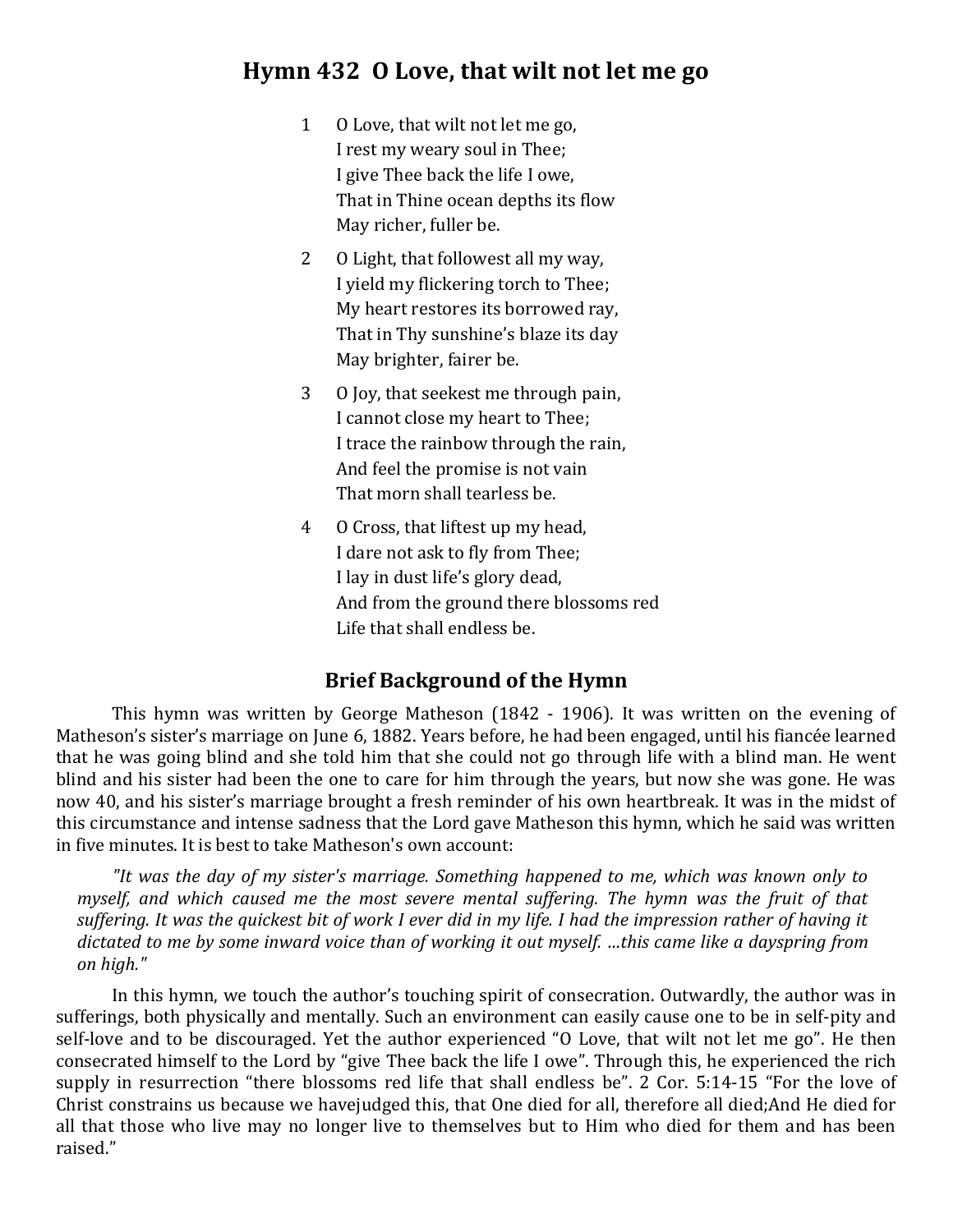# Hymn 432 O Love, that wilt not let me go

1. O Love, that wilt not let me go,
   I rest my weary soul in Thee;
   I give Thee back the life I owe,
   That in Thine ocean depths its flow
   May richer, fuller be.

2. O Light, that followest all my way,
   I yield my flickering torch to Thee;
   My heart restores its borrowed ray,
   That in Thy sunshine's blaze its day
   May brighter, fairer be.

3. O Joy, that seekest me through pain,
   I cannot close my heart to Thee;
   I trace the rainbow through the rain,
   And feel the promise is not vain
   That morn shall tearless be.

4. O Cross, that liftest up my head,
   I dare not ask to fly from Thee;
   I lay in dust life's glory dead,
   And from the ground there blossoms red
   Life that shall endless be.

## Brief Background of the Hymn

This hymn was written by George Matheson (1842 - 1906). It was written on the evening of Matheson's sister's marriage on June 6, 1882. Years before, he had been engaged, until his fiancée learned that he was going blind and she told him that she could not go through life with a blind man. He went blind and his sister had been the one to care for him through the years, but now she was gone. He was now 40, and his sister's marriage brought a fresh reminder of his own heartbreak. It was in the midst of this circumstance and intense sadness that the Lord gave Matheson this hymn, which he said was written in five minutes. It is best to take Matheson's own account:

> *"It was the day of my sister's marriage. Something happened to me, which was known only to myself, and which caused me the most severe mental suffering. The hymn was the fruit of that suffering. It was the quickest bit of work I ever did in my life. I had the impression rather of having it dictated to me by some inward voice than of working it out myself. …this came like a dayspring from on high."*

In this hymn, we touch the author's touching spirit of consecration. Outwardly, the author was in sufferings, both physically and mentally. Such an environment can easily cause one to be in self-pity and self-love and to be discouraged. Yet the author experienced "O Love, that wilt not let me go". He then consecrated himself to the Lord by "give Thee back the life I owe". Through this, he experienced the rich supply in resurrection "there blossoms red life that shall endless be". 2 Cor. 5:14-15 "For the love of Christ constrains us because we havejudged this, that One died for all, therefore all died;And He died for all that those who live may no longer live to themselves but to Him who died for them and has been raised."